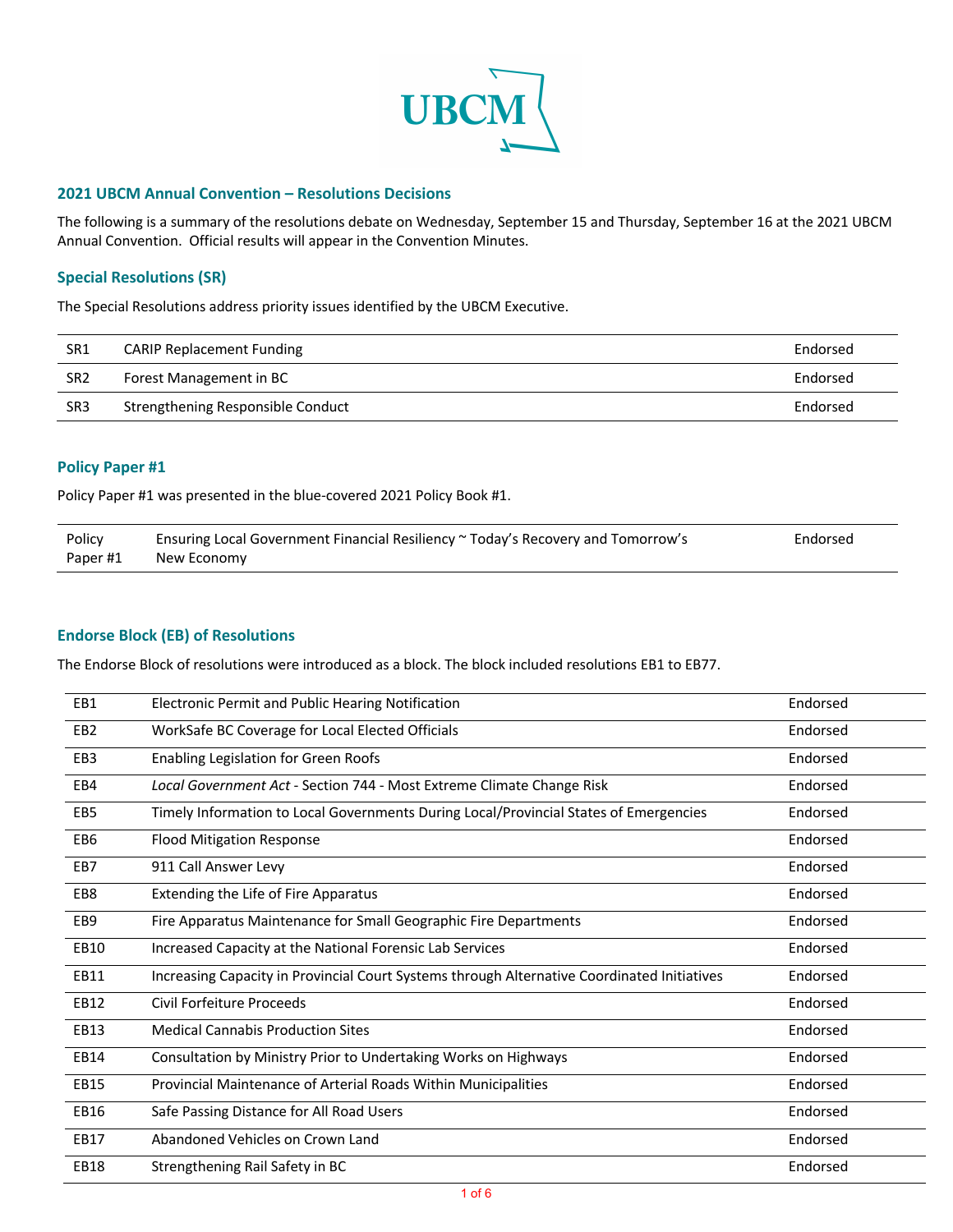UBCM

## 2021 UBCM Annual Convention – Resolutions Decisions

The following is a summary of the resolutions debate on Wednesday, September 15 and Thursday, September 16 at the 2021 UBCM Annual Convention. Official results will appear in the Convention Minutes.

### Special Resolutions (SR)

The Special Resolutions address priority issues identified by the UBCM Executive.

| | | |
|---|---|---|
| SR1 | CARIP Replacement Funding | Endorsed |
| SR2 | Forest Management in BC | Endorsed |
| SR3 | Strengthening Responsible Conduct | Endorsed |

### Policy Paper #1

Policy Paper #1 was presented in the blue-covered 2021 Policy Book #1.

| | | |
|---|---|---|
| Policy Paper #1 | Ensuring Local Government Financial Resiliency ~ Today's Recovery and Tomorrow's New Economy | Endorsed |

### Endorse Block (EB) of Resolutions

The Endorse Block of resolutions were introduced as a block. The block included resolutions EB1 to EB77.

| | | |
|---|---|---|
| EB1 | Electronic Permit and Public Hearing Notification | Endorsed |
| EB2 | WorkSafe BC Coverage for Local Elected Officials | Endorsed |
| EB3 | Enabling Legislation for Green Roofs | Endorsed |
| EB4 | *Local Government Act* - Section 744 - Most Extreme Climate Change Risk | Endorsed |
| EB5 | Timely Information to Local Governments During Local/Provincial States of Emergencies | Endorsed |
| EB6 | Flood Mitigation Response | Endorsed |
| EB7 | 911 Call Answer Levy | Endorsed |
| EB8 | Extending the Life of Fire Apparatus | Endorsed |
| EB9 | Fire Apparatus Maintenance for Small Geographic Fire Departments | Endorsed |
| EB10 | Increased Capacity at the National Forensic Lab Services | Endorsed |
| EB11 | Increasing Capacity in Provincial Court Systems through Alternative Coordinated Initiatives | Endorsed |
| EB12 | Civil Forfeiture Proceeds | Endorsed |
| EB13 | Medical Cannabis Production Sites | Endorsed |
| EB14 | Consultation by Ministry Prior to Undertaking Works on Highways | Endorsed |
| EB15 | Provincial Maintenance of Arterial Roads Within Municipalities | Endorsed |
| EB16 | Safe Passing Distance for All Road Users | Endorsed |
| EB17 | Abandoned Vehicles on Crown Land | Endorsed |
| EB18 | Strengthening Rail Safety in BC | Endorsed |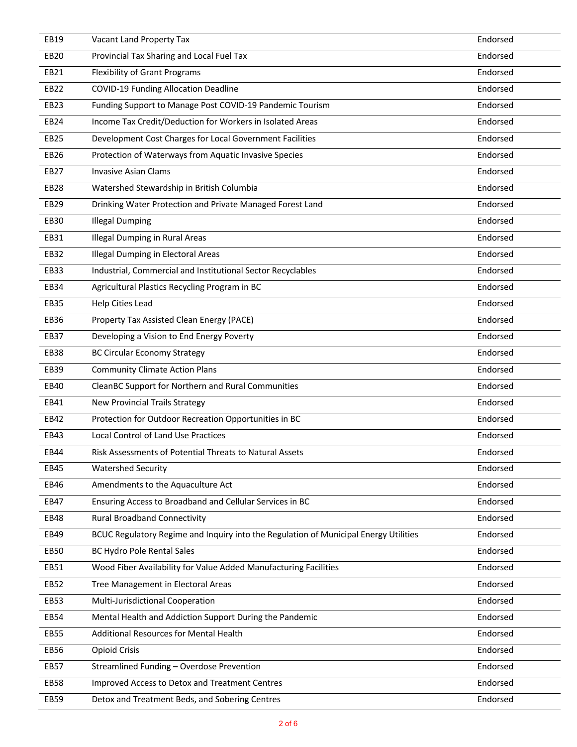| | | |
|---|---|---|
| EB19 | Vacant Land Property Tax | Endorsed |
| EB20 | Provincial Tax Sharing and Local Fuel Tax | Endorsed |
| EB21 | Flexibility of Grant Programs | Endorsed |
| EB22 | COVID-19 Funding Allocation Deadline | Endorsed |
| EB23 | Funding Support to Manage Post COVID-19 Pandemic Tourism | Endorsed |
| EB24 | Income Tax Credit/Deduction for Workers in Isolated Areas | Endorsed |
| EB25 | Development Cost Charges for Local Government Facilities | Endorsed |
| EB26 | Protection of Waterways from Aquatic Invasive Species | Endorsed |
| EB27 | Invasive Asian Clams | Endorsed |
| EB28 | Watershed Stewardship in British Columbia | Endorsed |
| EB29 | Drinking Water Protection and Private Managed Forest Land | Endorsed |
| EB30 | Illegal Dumping | Endorsed |
| EB31 | Illegal Dumping in Rural Areas | Endorsed |
| EB32 | Illegal Dumping in Electoral Areas | Endorsed |
| EB33 | Industrial, Commercial and Institutional Sector Recyclables | Endorsed |
| EB34 | Agricultural Plastics Recycling Program in BC | Endorsed |
| EB35 | Help Cities Lead | Endorsed |
| EB36 | Property Tax Assisted Clean Energy (PACE) | Endorsed |
| EB37 | Developing a Vision to End Energy Poverty | Endorsed |
| EB38 | BC Circular Economy Strategy | Endorsed |
| EB39 | Community Climate Action Plans | Endorsed |
| EB40 | CleanBC Support for Northern and Rural Communities | Endorsed |
| EB41 | New Provincial Trails Strategy | Endorsed |
| EB42 | Protection for Outdoor Recreation Opportunities in BC | Endorsed |
| EB43 | Local Control of Land Use Practices | Endorsed |
| EB44 | Risk Assessments of Potential Threats to Natural Assets | Endorsed |
| EB45 | Watershed Security | Endorsed |
| EB46 | Amendments to the Aquaculture Act | Endorsed |
| EB47 | Ensuring Access to Broadband and Cellular Services in BC | Endorsed |
| EB48 | Rural Broadband Connectivity | Endorsed |
| EB49 | BCUC Regulatory Regime and Inquiry into the Regulation of Municipal Energy Utilities | Endorsed |
| EB50 | BC Hydro Pole Rental Sales | Endorsed |
| EB51 | Wood Fiber Availability for Value Added Manufacturing Facilities | Endorsed |
| EB52 | Tree Management in Electoral Areas | Endorsed |
| EB53 | Multi-Jurisdictional Cooperation | Endorsed |
| EB54 | Mental Health and Addiction Support During the Pandemic | Endorsed |
| EB55 | Additional Resources for Mental Health | Endorsed |
| EB56 | Opioid Crisis | Endorsed |
| EB57 | Streamlined Funding – Overdose Prevention | Endorsed |
| EB58 | Improved Access to Detox and Treatment Centres | Endorsed |
| EB59 | Detox and Treatment Beds, and Sobering Centres | Endorsed |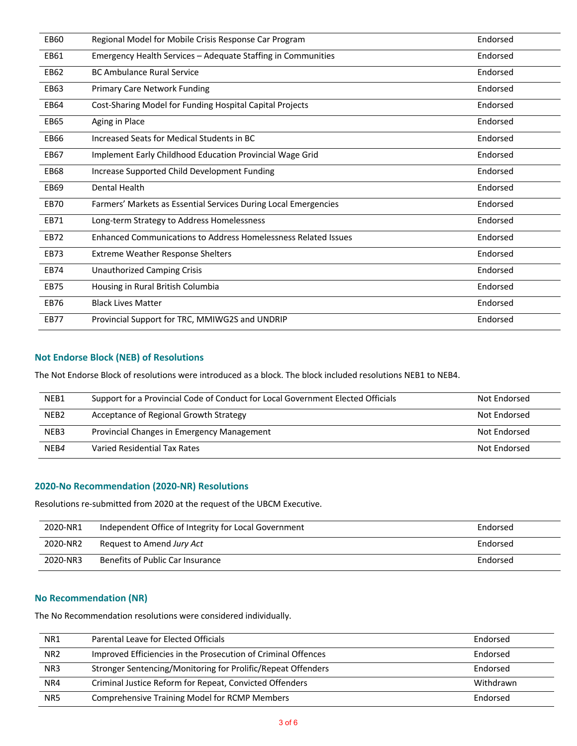| | | |
|---|---|---|
| EB60 | Regional Model for Mobile Crisis Response Car Program | Endorsed |
| EB61 | Emergency Health Services – Adequate Staffing in Communities | Endorsed |
| EB62 | BC Ambulance Rural Service | Endorsed |
| EB63 | Primary Care Network Funding | Endorsed |
| EB64 | Cost-Sharing Model for Funding Hospital Capital Projects | Endorsed |
| EB65 | Aging in Place | Endorsed |
| EB66 | Increased Seats for Medical Students in BC | Endorsed |
| EB67 | Implement Early Childhood Education Provincial Wage Grid | Endorsed |
| EB68 | Increase Supported Child Development Funding | Endorsed |
| EB69 | Dental Health | Endorsed |
| EB70 | Farmers' Markets as Essential Services During Local Emergencies | Endorsed |
| EB71 | Long-term Strategy to Address Homelessness | Endorsed |
| EB72 | Enhanced Communications to Address Homelessness Related Issues | Endorsed |
| EB73 | Extreme Weather Response Shelters | Endorsed |
| EB74 | Unauthorized Camping Crisis | Endorsed |
| EB75 | Housing in Rural British Columbia | Endorsed |
| EB76 | Black Lives Matter | Endorsed |
| EB77 | Provincial Support for TRC, MMIWG2S and UNDRIP | Endorsed |

### Not Endorse Block (NEB) of Resolutions

The Not Endorse Block of resolutions were introduced as a block. The block included resolutions NEB1 to NEB4.

| | | |
|---|---|---|
| NEB1 | Support for a Provincial Code of Conduct for Local Government Elected Officials | Not Endorsed |
| NEB2 | Acceptance of Regional Growth Strategy | Not Endorsed |
| NEB3 | Provincial Changes in Emergency Management | Not Endorsed |
| NEB*4* | Varied Residential Tax Rates | Not Endorsed |

### 2020-No Recommendation (2020-NR) Resolutions

Resolutions re-submitted from 2020 at the request of the UBCM Executive.

| | | |
|---|---|---|
| 2020-NR1 | Independent Office of Integrity for Local Government | Endorsed |
| 2020-NR2 | Request to Amend *Jury Act* | Endorsed |
| 2020-NR3 | Benefits of Public Car Insurance | Endorsed |

### No Recommendation (NR)

The No Recommendation resolutions were considered individually.

| | | |
|---|---|---|
| NR1 | Parental Leave for Elected Officials | Endorsed |
| NR2 | Improved Efficiencies in the Prosecution of Criminal Offences | Endorsed |
| NR3 | Stronger Sentencing/Monitoring for Prolific/Repeat Offenders | Endorsed |
| NR4 | Criminal Justice Reform for Repeat, Convicted Offenders | Withdrawn |
| NR5 | Comprehensive Training Model for RCMP Members | Endorsed |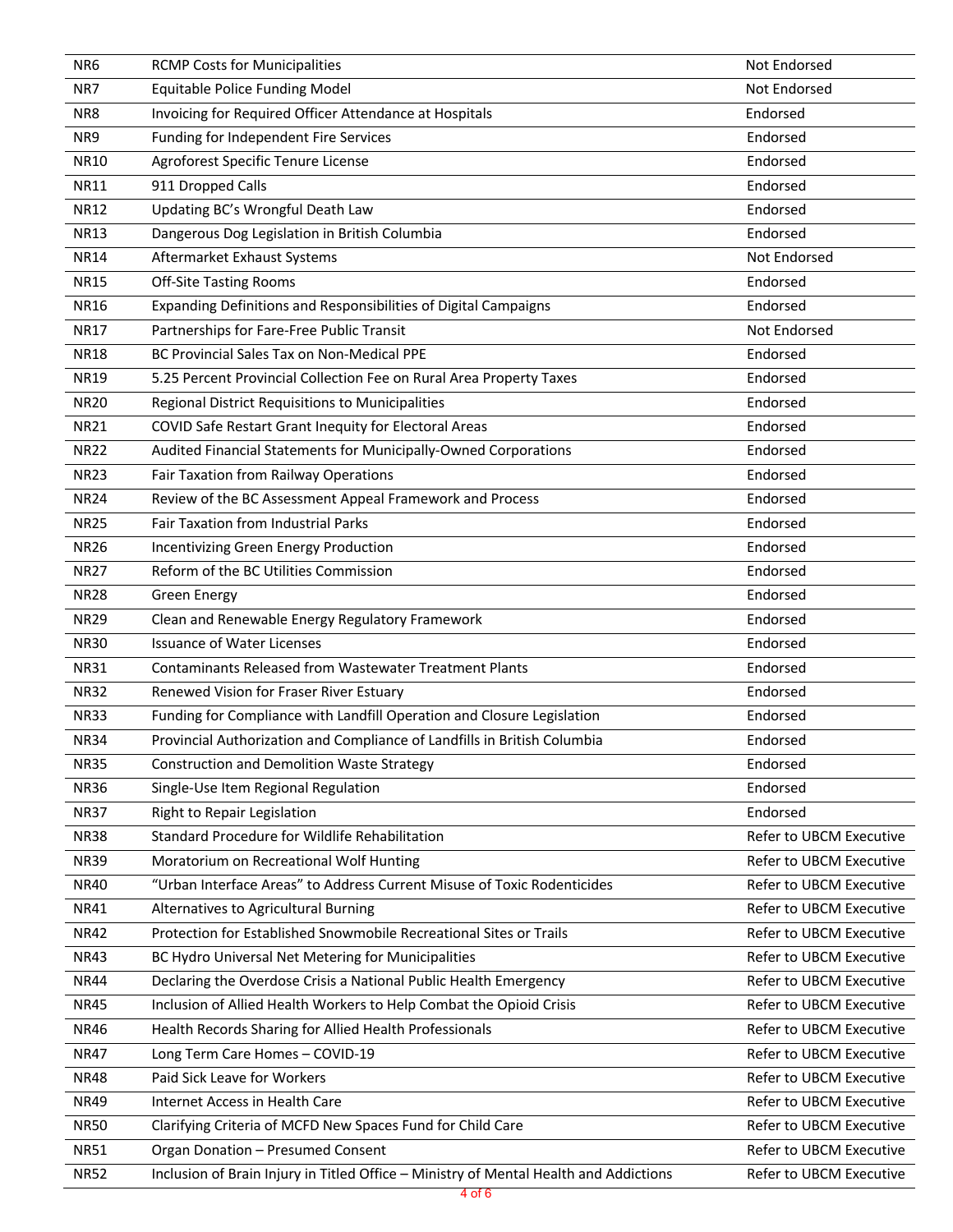| NR6 | RCMP Costs for Municipalities | Not Endorsed |
|---|---|---|
| NR7 | Equitable Police Funding Model | Not Endorsed |
| NR8 | Invoicing for Required Officer Attendance at Hospitals | Endorsed |
| NR9 | Funding for Independent Fire Services | Endorsed |
| NR10 | Agroforest Specific Tenure License | Endorsed |
| NR11 | 911 Dropped Calls | Endorsed |
| NR12 | Updating BC's Wrongful Death Law | Endorsed |
| NR13 | Dangerous Dog Legislation in British Columbia | Endorsed |
| NR14 | Aftermarket Exhaust Systems | Not Endorsed |
| NR15 | Off-Site Tasting Rooms | Endorsed |
| NR16 | Expanding Definitions and Responsibilities of Digital Campaigns | Endorsed |
| NR17 | Partnerships for Fare-Free Public Transit | Not Endorsed |
| NR18 | BC Provincial Sales Tax on Non-Medical PPE | Endorsed |
| NR19 | 5.25 Percent Provincial Collection Fee on Rural Area Property Taxes | Endorsed |
| NR20 | Regional District Requisitions to Municipalities | Endorsed |
| NR21 | COVID Safe Restart Grant Inequity for Electoral Areas | Endorsed |
| NR22 | Audited Financial Statements for Municipally-Owned Corporations | Endorsed |
| NR23 | Fair Taxation from Railway Operations | Endorsed |
| NR24 | Review of the BC Assessment Appeal Framework and Process | Endorsed |
| NR25 | Fair Taxation from Industrial Parks | Endorsed |
| NR26 | Incentivizing Green Energy Production | Endorsed |
| NR27 | Reform of the BC Utilities Commission | Endorsed |
| NR28 | Green Energy | Endorsed |
| NR29 | Clean and Renewable Energy Regulatory Framework | Endorsed |
| NR30 | Issuance of Water Licenses | Endorsed |
| NR31 | Contaminants Released from Wastewater Treatment Plants | Endorsed |
| NR32 | Renewed Vision for Fraser River Estuary | Endorsed |
| NR33 | Funding for Compliance with Landfill Operation and Closure Legislation | Endorsed |
| NR34 | Provincial Authorization and Compliance of Landfills in British Columbia | Endorsed |
| NR35 | Construction and Demolition Waste Strategy | Endorsed |
| NR36 | Single-Use Item Regional Regulation | Endorsed |
| NR37 | Right to Repair Legislation | Endorsed |
| NR38 | Standard Procedure for Wildlife Rehabilitation | Refer to UBCM Executive |
| NR39 | Moratorium on Recreational Wolf Hunting | Refer to UBCM Executive |
| NR40 | "Urban Interface Areas" to Address Current Misuse of Toxic Rodenticides | Refer to UBCM Executive |
| NR41 | Alternatives to Agricultural Burning | Refer to UBCM Executive |
| NR42 | Protection for Established Snowmobile Recreational Sites or Trails | Refer to UBCM Executive |
| NR43 | BC Hydro Universal Net Metering for Municipalities | Refer to UBCM Executive |
| NR44 | Declaring the Overdose Crisis a National Public Health Emergency | Refer to UBCM Executive |
| NR45 | Inclusion of Allied Health Workers to Help Combat the Opioid Crisis | Refer to UBCM Executive |
| NR46 | Health Records Sharing for Allied Health Professionals | Refer to UBCM Executive |
| NR47 | Long Term Care Homes – COVID-19 | Refer to UBCM Executive |
| NR48 | Paid Sick Leave for Workers | Refer to UBCM Executive |
| NR49 | Internet Access in Health Care | Refer to UBCM Executive |
| NR50 | Clarifying Criteria of MCFD New Spaces Fund for Child Care | Refer to UBCM Executive |
| NR51 | Organ Donation – Presumed Consent | Refer to UBCM Executive |
| NR52 | Inclusion of Brain Injury in Titled Office – Ministry of Mental Health and Addictions | Refer to UBCM Executive |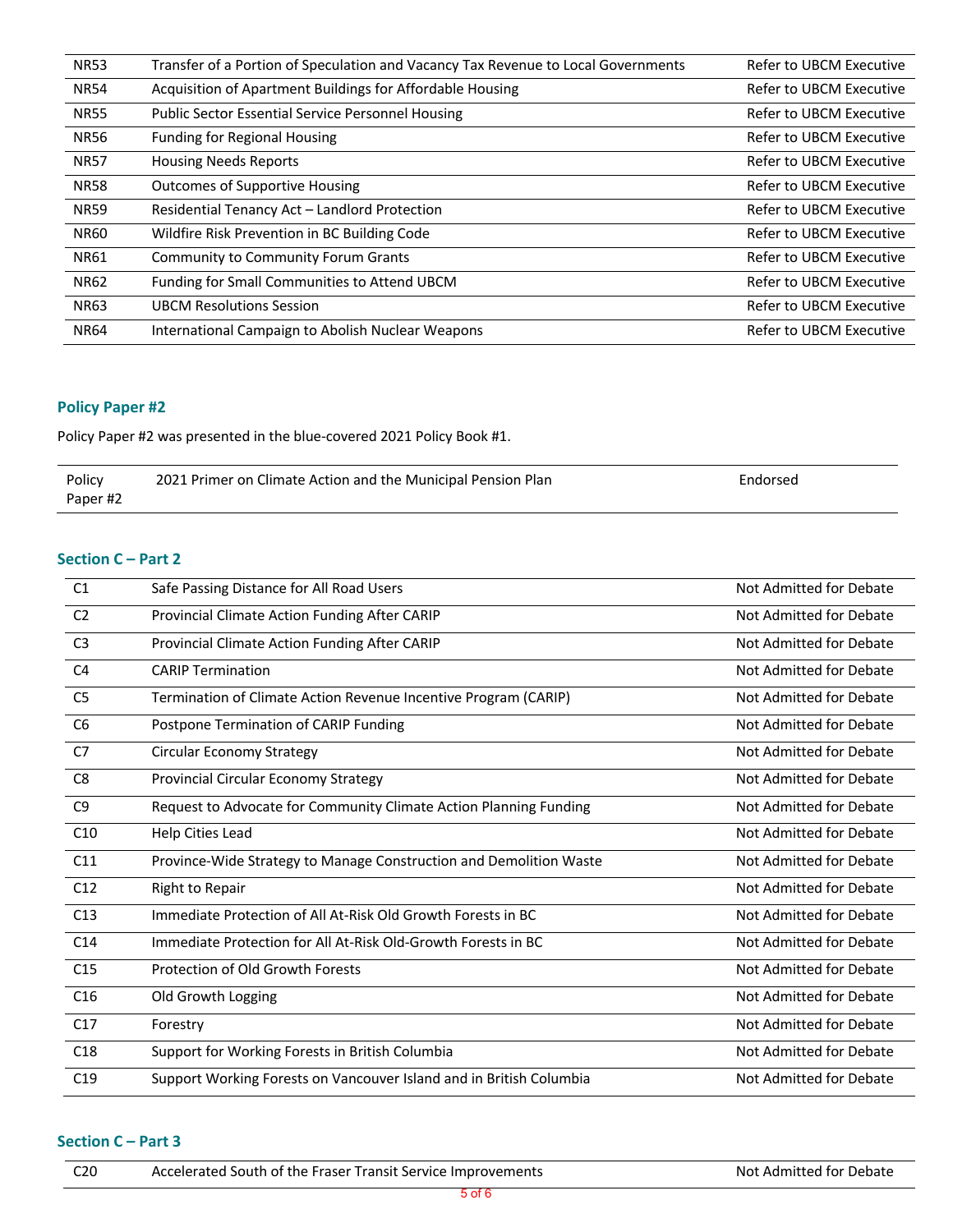| | | |
|---|---|---|
| NR53 | Transfer of a Portion of Speculation and Vacancy Tax Revenue to Local Governments | Refer to UBCM Executive |
| NR54 | Acquisition of Apartment Buildings for Affordable Housing | Refer to UBCM Executive |
| NR55 | Public Sector Essential Service Personnel Housing | Refer to UBCM Executive |
| NR56 | Funding for Regional Housing | Refer to UBCM Executive |
| NR57 | Housing Needs Reports | Refer to UBCM Executive |
| NR58 | Outcomes of Supportive Housing | Refer to UBCM Executive |
| NR59 | Residential Tenancy Act – Landlord Protection | Refer to UBCM Executive |
| NR60 | Wildfire Risk Prevention in BC Building Code | Refer to UBCM Executive |
| NR61 | Community to Community Forum Grants | Refer to UBCM Executive |
| NR62 | Funding for Small Communities to Attend UBCM | Refer to UBCM Executive |
| NR63 | UBCM Resolutions Session | Refer to UBCM Executive |
| NR64 | International Campaign to Abolish Nuclear Weapons | Refer to UBCM Executive |

## Policy Paper #2

Policy Paper #2 was presented in the blue-covered 2021 Policy Book #1.

| | | |
|---|---|---|
| Policy Paper #2 | 2021 Primer on Climate Action and the Municipal Pension Plan | Endorsed |

## Section C – Part 2

| | | |
|---|---|---|
| C1 | Safe Passing Distance for All Road Users | Not Admitted for Debate |
| C2 | Provincial Climate Action Funding After CARIP | Not Admitted for Debate |
| C3 | Provincial Climate Action Funding After CARIP | Not Admitted for Debate |
| C4 | CARIP Termination | Not Admitted for Debate |
| C5 | Termination of Climate Action Revenue Incentive Program (CARIP) | Not Admitted for Debate |
| C6 | Postpone Termination of CARIP Funding | Not Admitted for Debate |
| C7 | Circular Economy Strategy | Not Admitted for Debate |
| C8 | Provincial Circular Economy Strategy | Not Admitted for Debate |
| C9 | Request to Advocate for Community Climate Action Planning Funding | Not Admitted for Debate |
| C10 | Help Cities Lead | Not Admitted for Debate |
| C11 | Province-Wide Strategy to Manage Construction and Demolition Waste | Not Admitted for Debate |
| C12 | Right to Repair | Not Admitted for Debate |
| C13 | Immediate Protection of All At-Risk Old Growth Forests in BC | Not Admitted for Debate |
| C14 | Immediate Protection for All At-Risk Old-Growth Forests in BC | Not Admitted for Debate |
| C15 | Protection of Old Growth Forests | Not Admitted for Debate |
| C16 | Old Growth Logging | Not Admitted for Debate |
| C17 | Forestry | Not Admitted for Debate |
| C18 | Support for Working Forests in British Columbia | Not Admitted for Debate |
| C19 | Support Working Forests on Vancouver Island and in British Columbia | Not Admitted for Debate |

## Section C – Part 3

| | | |
|---|---|---|
| C20 | Accelerated South of the Fraser Transit Service Improvements | Not Admitted for Debate |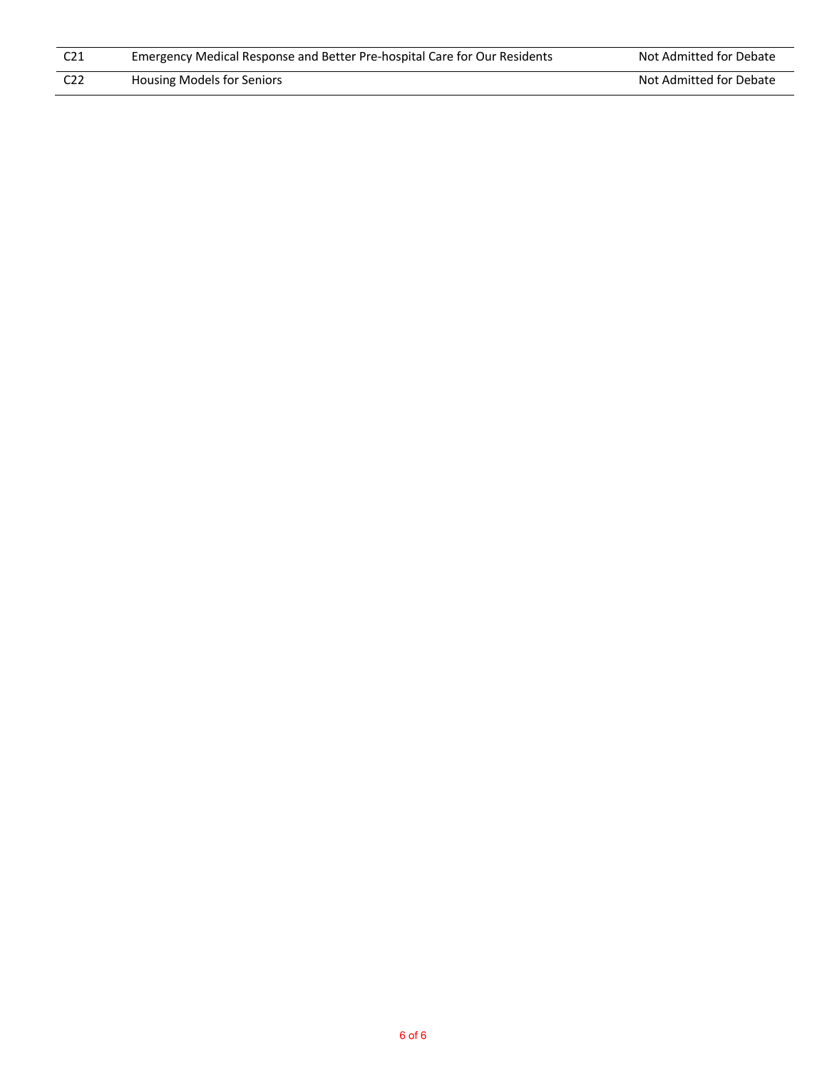| | | |
|---|---|---|
| C21 | Emergency Medical Response and Better Pre-hospital Care for Our Residents | Not Admitted for Debate |
| C22 | Housing Models for Seniors | Not Admitted for Debate |